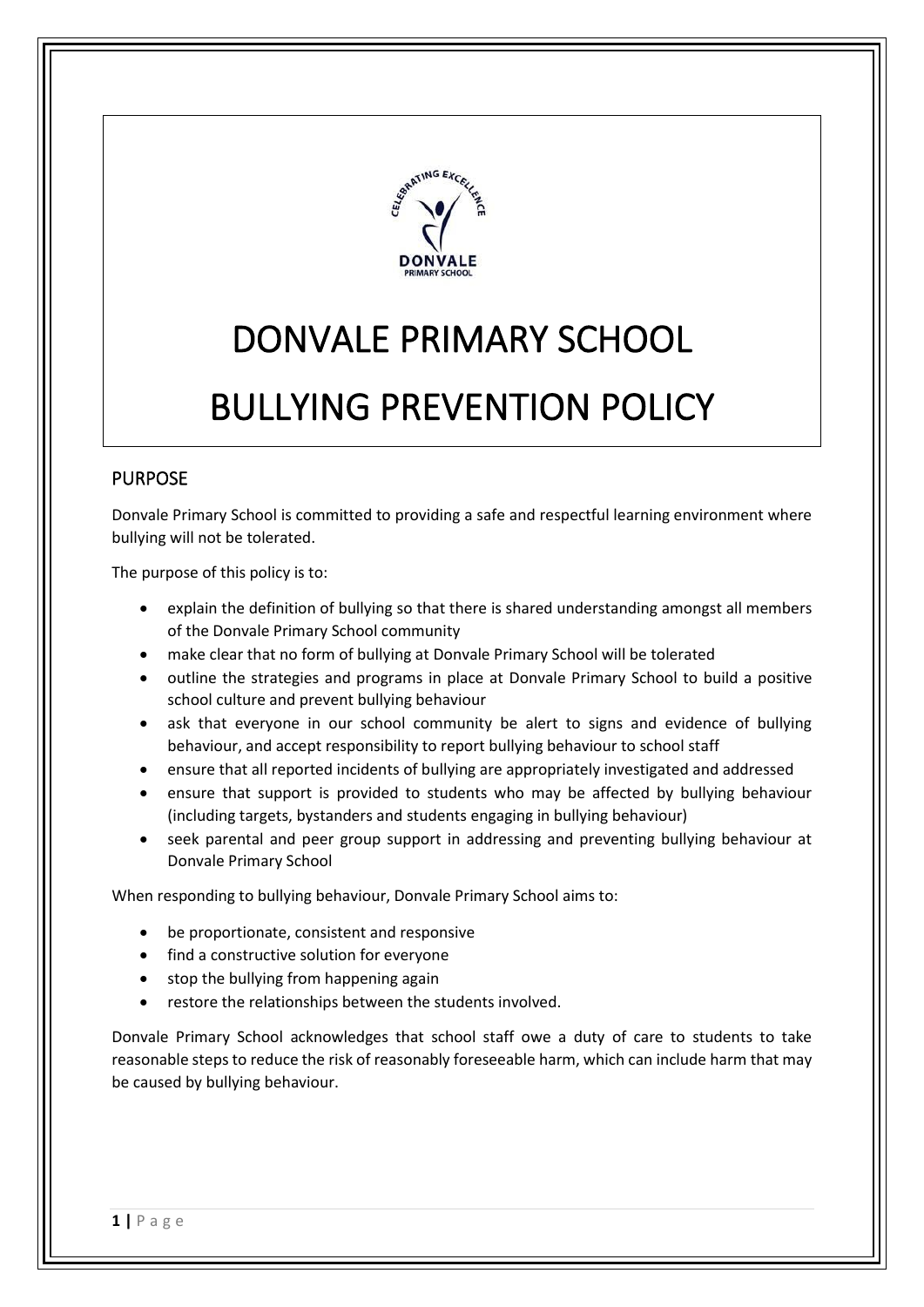# DONVALE PRIMARY SCHOOL

# BULLYING PREVENTION POLICY

## PURPOSE

Donvale Primary School is committed to providing a safe and respectful learning environment where bullying will not be tolerated.

The purpose of this policy is to:

- explain the definition of bullying so that there is shared understanding amongst all members of the Donvale Primary School community
- make clear that no form of bullying at Donvale Primary School will be tolerated
- outline the strategies and programs in place at Donvale Primary School to build a positive school culture and prevent bullying behaviour
- ask that everyone in our school community be alert to signs and evidence of bullying behaviour, and accept responsibility to report bullying behaviour to school staff
- ensure that all reported incidents of bullying are appropriately investigated and addressed
- ensure that support is provided to students who may be affected by bullying behaviour (including targets, bystanders and students engaging in bullying behaviour)
- seek parental and peer group support in addressing and preventing bullying behaviour at Donvale Primary School

When responding to bullying behaviour, Donvale Primary School aims to:

- be proportionate, consistent and responsive
- find a constructive solution for everyone
- stop the bullying from happening again
- restore the relationships between the students involved.

Donvale Primary School acknowledges that school staff owe a duty of care to students to take reasonable steps to reduce the risk of reasonably foreseeable harm, which can include harm that may be caused by bullying behaviour.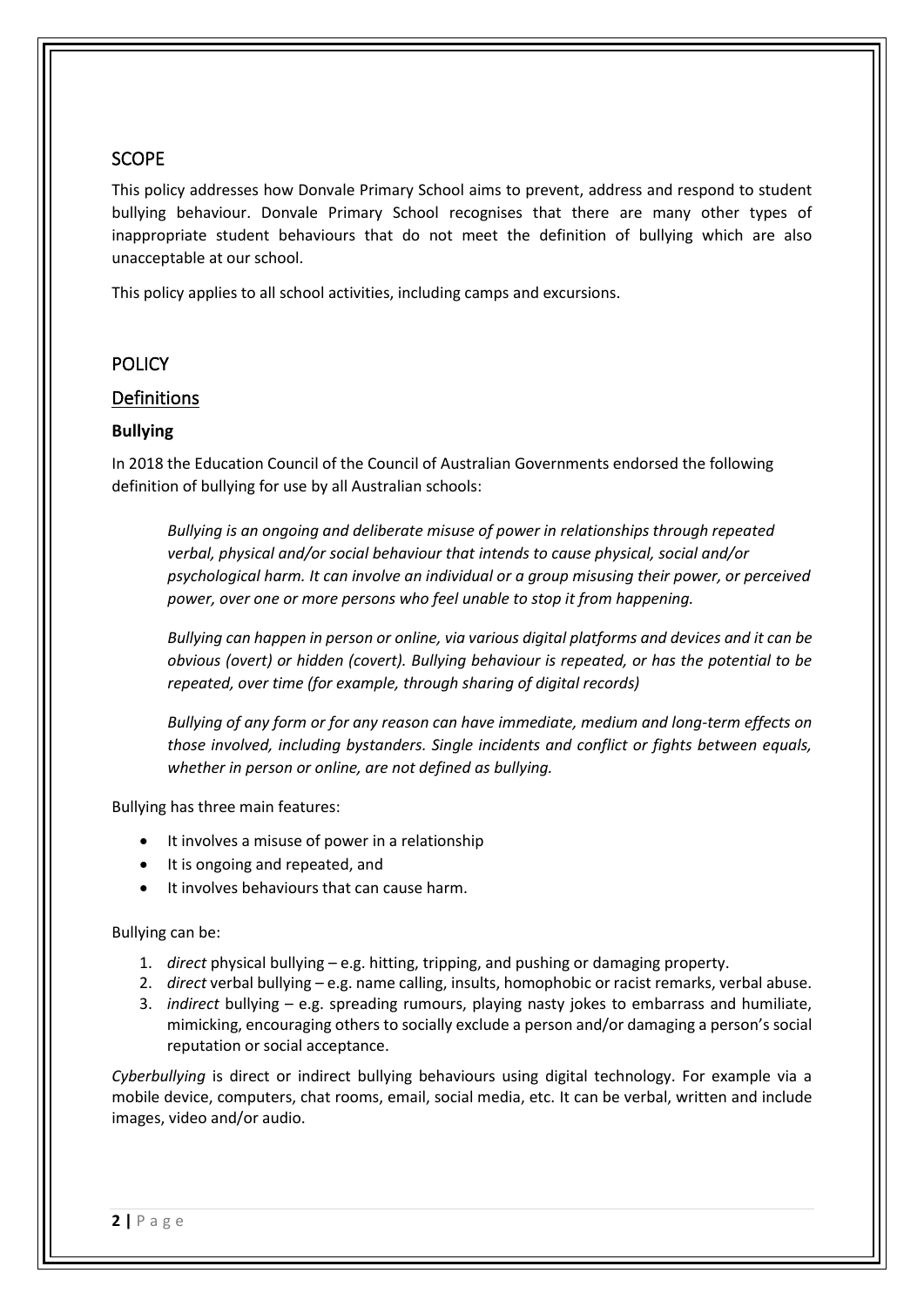## SCOPE

This policy addresses how Donvale Primary School aims to prevent, address and respond to student bullying behaviour. Donvale Primary School recognises that there are many other types of inappropriate student behaviours that do not meet the definition of bullying which are also unacceptable at our school.

This policy applies to all school activities, including camps and excursions.

## POLICY

### Definitions

**Bullying**

In 2018 the Education Council of the Council of Australian Governments endorsed the following definition of bullying for use by all Australian schools:

> *Bullying is an ongoing and deliberate misuse of power in relationships through repeated verbal, physical and/or social behaviour that intends to cause physical, social and/or psychological harm. It can involve an individual or a group misusing their power, or perceived power, over one or more persons who feel unable to stop it from happening.*
>
> *Bullying can happen in person or online, via various digital platforms and devices and it can be obvious (overt) or hidden (covert). Bullying behaviour is repeated, or has the potential to be repeated, over time (for example, through sharing of digital records)*
>
> *Bullying of any form or for any reason can have immediate, medium and long-term effects on those involved, including bystanders. Single incidents and conflict or fights between equals, whether in person or online, are not defined as bullying.*

Bullying has three main features:

- It involves a misuse of power in a relationship
- It is ongoing and repeated, and
- It involves behaviours that can cause harm.

Bullying can be:

1. *direct* physical bullying – e.g. hitting, tripping, and pushing or damaging property.
2. *direct* verbal bullying – e.g. name calling, insults, homophobic or racist remarks, verbal abuse.
3. *indirect* bullying – e.g. spreading rumours, playing nasty jokes to embarrass and humiliate, mimicking, encouraging others to socially exclude a person and/or damaging a person's social reputation or social acceptance.

*Cyberbullying* is direct or indirect bullying behaviours using digital technology. For example via a mobile device, computers, chat rooms, email, social media, etc. It can be verbal, written and include images, video and/or audio.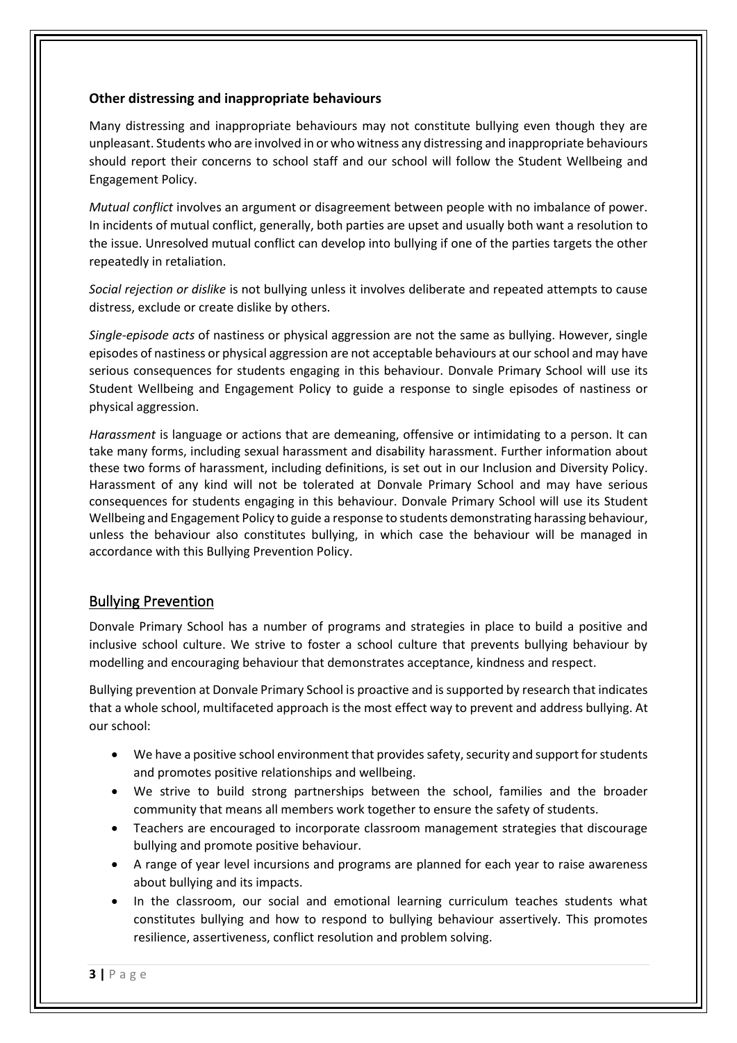### Other distressing and inappropriate behaviours

Many distressing and inappropriate behaviours may not constitute bullying even though they are unpleasant. Students who are involved in or who witness any distressing and inappropriate behaviours should report their concerns to school staff and our school will follow the Student Wellbeing and Engagement Policy.

*Mutual conflict* involves an argument or disagreement between people with no imbalance of power. In incidents of mutual conflict, generally, both parties are upset and usually both want a resolution to the issue. Unresolved mutual conflict can develop into bullying if one of the parties targets the other repeatedly in retaliation.

*Social rejection or dislike* is not bullying unless it involves deliberate and repeated attempts to cause distress, exclude or create dislike by others.

*Single-episode acts* of nastiness or physical aggression are not the same as bullying. However, single episodes of nastiness or physical aggression are not acceptable behaviours at our school and may have serious consequences for students engaging in this behaviour. Donvale Primary School will use its Student Wellbeing and Engagement Policy to guide a response to single episodes of nastiness or physical aggression.

*Harassment* is language or actions that are demeaning, offensive or intimidating to a person. It can take many forms, including sexual harassment and disability harassment. Further information about these two forms of harassment, including definitions, is set out in our Inclusion and Diversity Policy. Harassment of any kind will not be tolerated at Donvale Primary School and may have serious consequences for students engaging in this behaviour. Donvale Primary School will use its Student Wellbeing and Engagement Policy to guide a response to students demonstrating harassing behaviour, unless the behaviour also constitutes bullying, in which case the behaviour will be managed in accordance with this Bullying Prevention Policy.

## Bullying Prevention

Donvale Primary School has a number of programs and strategies in place to build a positive and inclusive school culture. We strive to foster a school culture that prevents bullying behaviour by modelling and encouraging behaviour that demonstrates acceptance, kindness and respect.

Bullying prevention at Donvale Primary School is proactive and is supported by research that indicates that a whole school, multifaceted approach is the most effect way to prevent and address bullying. At our school:

- We have a positive school environment that provides safety, security and support for students and promotes positive relationships and wellbeing.
- We strive to build strong partnerships between the school, families and the broader community that means all members work together to ensure the safety of students.
- Teachers are encouraged to incorporate classroom management strategies that discourage bullying and promote positive behaviour.
- A range of year level incursions and programs are planned for each year to raise awareness about bullying and its impacts.
- In the classroom, our social and emotional learning curriculum teaches students what constitutes bullying and how to respond to bullying behaviour assertively. This promotes resilience, assertiveness, conflict resolution and problem solving.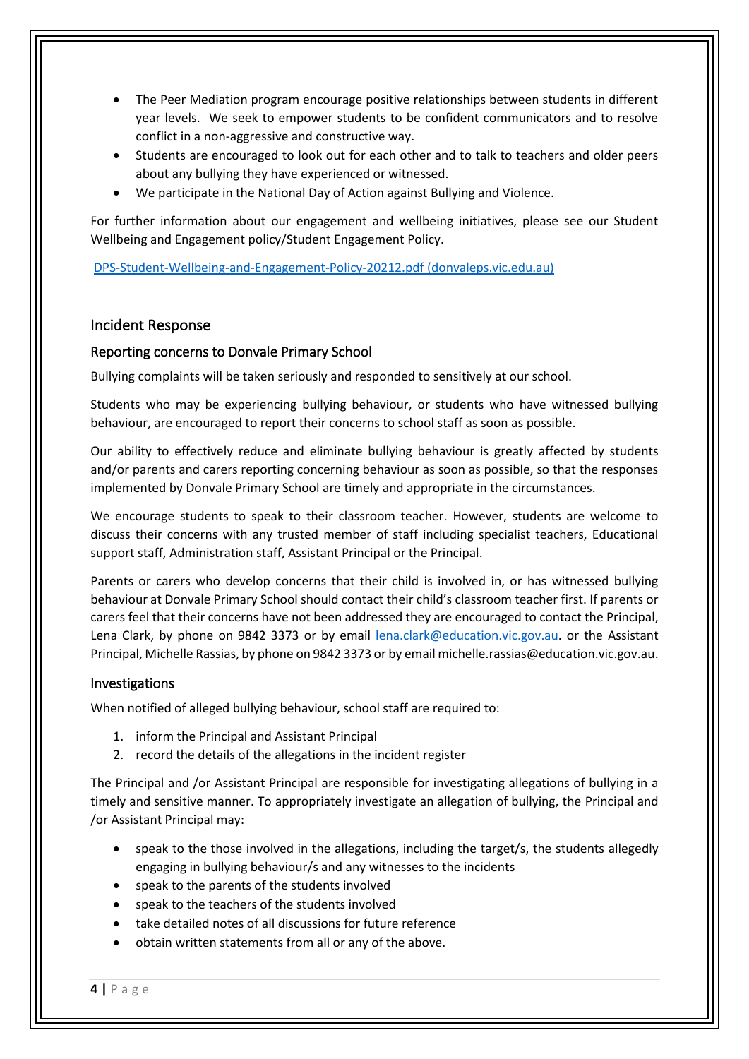- The Peer Mediation program encourage positive relationships between students in different year levels. We seek to empower students to be confident communicators and to resolve conflict in a non-aggressive and constructive way.
- Students are encouraged to look out for each other and to talk to teachers and older peers about any bullying they have experienced or witnessed.
- We participate in the National Day of Action against Bullying and Violence.

For further information about our engagement and wellbeing initiatives, please see our Student Wellbeing and Engagement policy/Student Engagement Policy.

[DPS-Student-Wellbeing-and-Engagement-Policy-20212.pdf (donvaleps.vic.edu.au)](DPS-Student-Wellbeing-and-Engagement-Policy-20212.pdf)

## Incident Response

### Reporting concerns to Donvale Primary School

Bullying complaints will be taken seriously and responded to sensitively at our school.

Students who may be experiencing bullying behaviour, or students who have witnessed bullying behaviour, are encouraged to report their concerns to school staff as soon as possible.

Our ability to effectively reduce and eliminate bullying behaviour is greatly affected by students and/or parents and carers reporting concerning behaviour as soon as possible, so that the responses implemented by Donvale Primary School are timely and appropriate in the circumstances.

We encourage students to speak to their classroom teacher. However, students are welcome to discuss their concerns with any trusted member of staff including specialist teachers, Educational support staff, Administration staff, Assistant Principal or the Principal.

Parents or carers who develop concerns that their child is involved in, or has witnessed bullying behaviour at Donvale Primary School should contact their child's classroom teacher first. If parents or carers feel that their concerns have not been addressed they are encouraged to contact the Principal, Lena Clark, by phone on 9842 3373 or by email lena.clark@education.vic.gov.au. or the Assistant Principal, Michelle Rassias, by phone on 9842 3373 or by email michelle.rassias@education.vic.gov.au.

### Investigations

When notified of alleged bullying behaviour, school staff are required to:

1. inform the Principal and Assistant Principal
2. record the details of the allegations in the incident register

The Principal and /or Assistant Principal are responsible for investigating allegations of bullying in a timely and sensitive manner. To appropriately investigate an allegation of bullying, the Principal and /or Assistant Principal may:

- speak to the those involved in the allegations, including the target/s, the students allegedly engaging in bullying behaviour/s and any witnesses to the incidents
- speak to the parents of the students involved
- speak to the teachers of the students involved
- take detailed notes of all discussions for future reference
- obtain written statements from all or any of the above.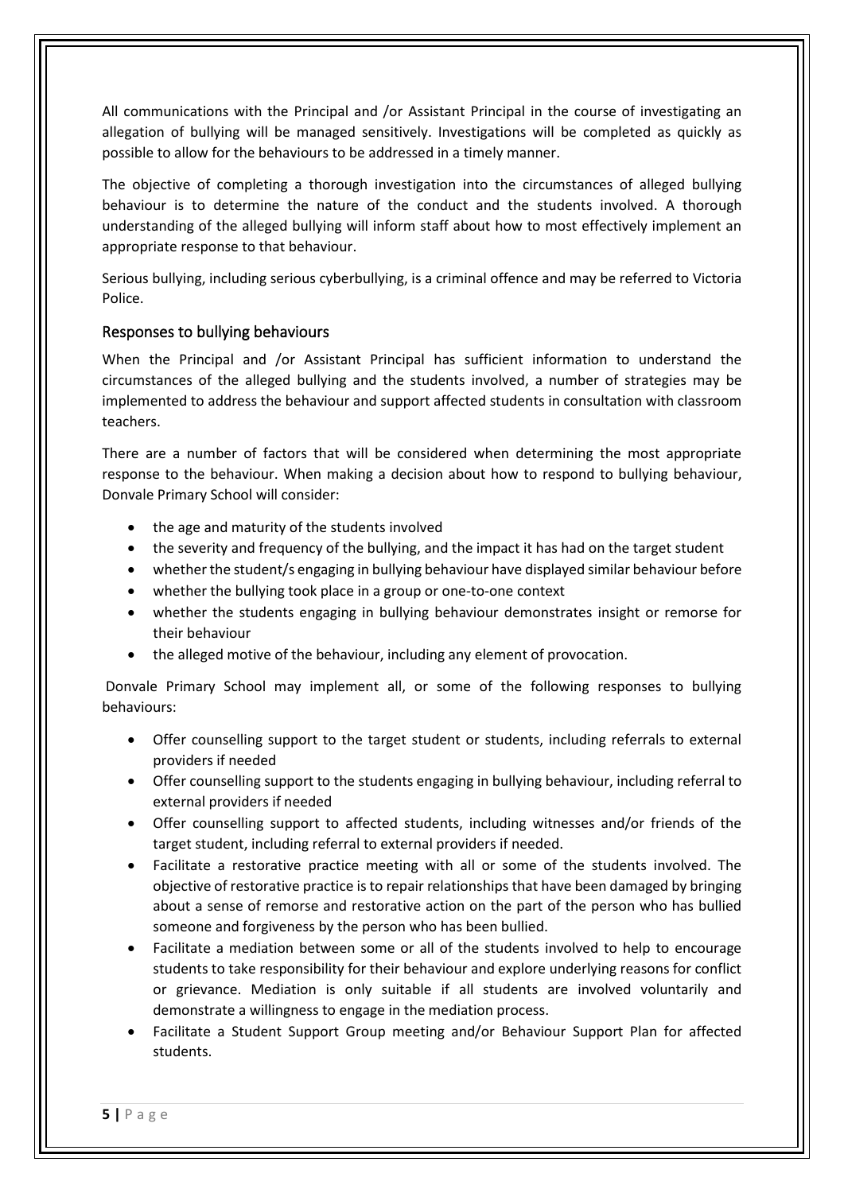All communications with the Principal and /or Assistant Principal in the course of investigating an allegation of bullying will be managed sensitively. Investigations will be completed as quickly as possible to allow for the behaviours to be addressed in a timely manner.

The objective of completing a thorough investigation into the circumstances of alleged bullying behaviour is to determine the nature of the conduct and the students involved. A thorough understanding of the alleged bullying will inform staff about how to most effectively implement an appropriate response to that behaviour.

Serious bullying, including serious cyberbullying, is a criminal offence and may be referred to Victoria Police.

## Responses to bullying behaviours

When the Principal and /or Assistant Principal has sufficient information to understand the circumstances of the alleged bullying and the students involved, a number of strategies may be implemented to address the behaviour and support affected students in consultation with classroom teachers.

There are a number of factors that will be considered when determining the most appropriate response to the behaviour. When making a decision about how to respond to bullying behaviour, Donvale Primary School will consider:

- the age and maturity of the students involved
- the severity and frequency of the bullying, and the impact it has had on the target student
- whether the student/s engaging in bullying behaviour have displayed similar behaviour before
- whether the bullying took place in a group or one-to-one context
- whether the students engaging in bullying behaviour demonstrates insight or remorse for their behaviour
- the alleged motive of the behaviour, including any element of provocation.

Donvale Primary School may implement all, or some of the following responses to bullying behaviours:

- Offer counselling support to the target student or students, including referrals to external providers if needed
- Offer counselling support to the students engaging in bullying behaviour, including referral to external providers if needed
- Offer counselling support to affected students, including witnesses and/or friends of the target student, including referral to external providers if needed.
- Facilitate a restorative practice meeting with all or some of the students involved. The objective of restorative practice is to repair relationships that have been damaged by bringing about a sense of remorse and restorative action on the part of the person who has bullied someone and forgiveness by the person who has been bullied.
- Facilitate a mediation between some or all of the students involved to help to encourage students to take responsibility for their behaviour and explore underlying reasons for conflict or grievance. Mediation is only suitable if all students are involved voluntarily and demonstrate a willingness to engage in the mediation process.
- Facilitate a Student Support Group meeting and/or Behaviour Support Plan for affected students.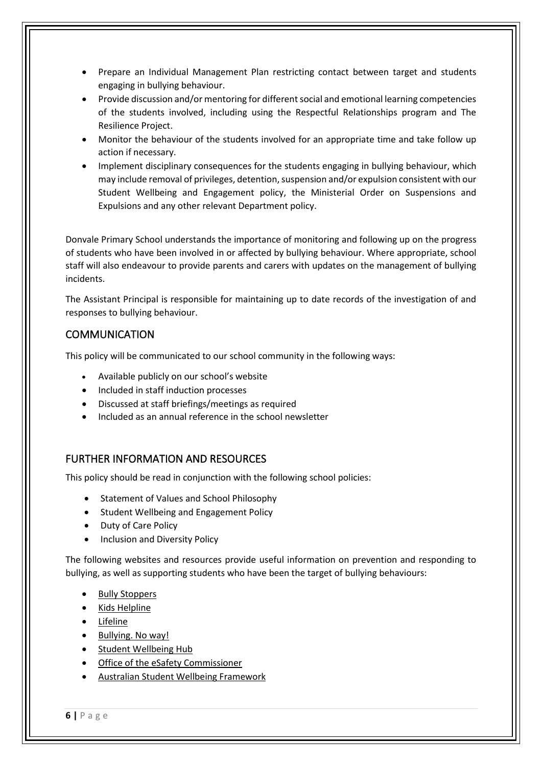- Prepare an Individual Management Plan restricting contact between target and students engaging in bullying behaviour.
- Provide discussion and/or mentoring for different social and emotional learning competencies of the students involved, including using the Respectful Relationships program and The Resilience Project.
- Monitor the behaviour of the students involved for an appropriate time and take follow up action if necessary.
- Implement disciplinary consequences for the students engaging in bullying behaviour, which may include removal of privileges, detention, suspension and/or expulsion consistent with our Student Wellbeing and Engagement policy, the Ministerial Order on Suspensions and Expulsions and any other relevant Department policy.

Donvale Primary School understands the importance of monitoring and following up on the progress of students who have been involved in or affected by bullying behaviour. Where appropriate, school staff will also endeavour to provide parents and carers with updates on the management of bullying incidents.

The Assistant Principal is responsible for maintaining up to date records of the investigation of and responses to bullying behaviour.

## COMMUNICATION

This policy will be communicated to our school community in the following ways:

- Available publicly on our school's website
- Included in staff induction processes
- Discussed at staff briefings/meetings as required
- Included as an annual reference in the school newsletter

## FURTHER INFORMATION AND RESOURCES

This policy should be read in conjunction with the following school policies:

- Statement of Values and School Philosophy
- Student Wellbeing and Engagement Policy
- Duty of Care Policy
- Inclusion and Diversity Policy

The following websites and resources provide useful information on prevention and responding to bullying, as well as supporting students who have been the target of bullying behaviours:

- Bully Stoppers
- Kids Helpline
- Lifeline
- Bullying. No way!
- Student Wellbeing Hub
- Office of the eSafety Commissioner
- Australian Student Wellbeing Framework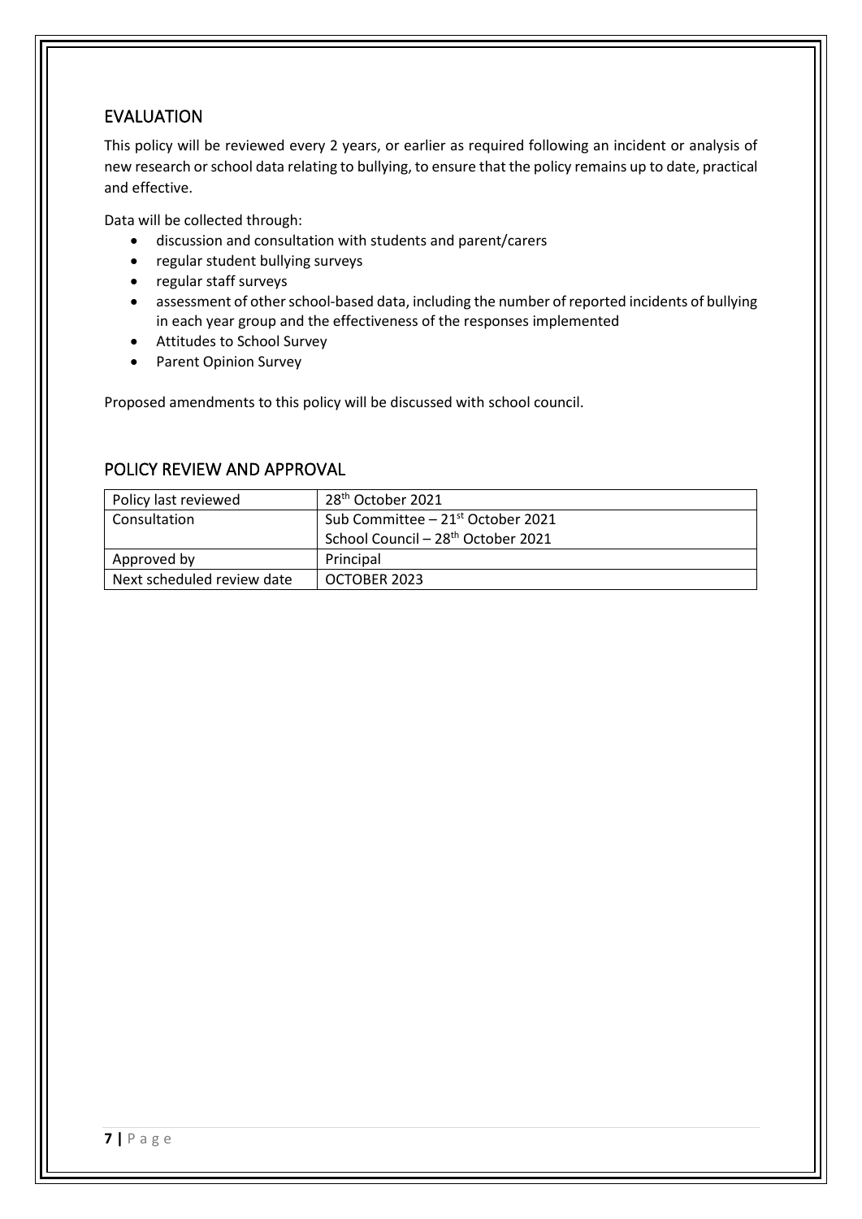## EVALUATION

This policy will be reviewed every 2 years, or earlier as required following an incident or analysis of new research or school data relating to bullying, to ensure that the policy remains up to date, practical and effective.

Data will be collected through:

- discussion and consultation with students and parent/carers
- regular student bullying surveys
- regular staff surveys
- assessment of other school-based data, including the number of reported incidents of bullying in each year group and the effectiveness of the responses implemented
- Attitudes to School Survey
- Parent Opinion Survey

Proposed amendments to this policy will be discussed with school council.

## POLICY REVIEW AND APPROVAL

| | |
|---|---|
| Policy last reviewed | 28th October 2021 |
| Consultation | Sub Committee – 21st October 2021<br>School Council – 28th October 2021 |
| Approved by | Principal |
| Next scheduled review date | OCTOBER 2023 |